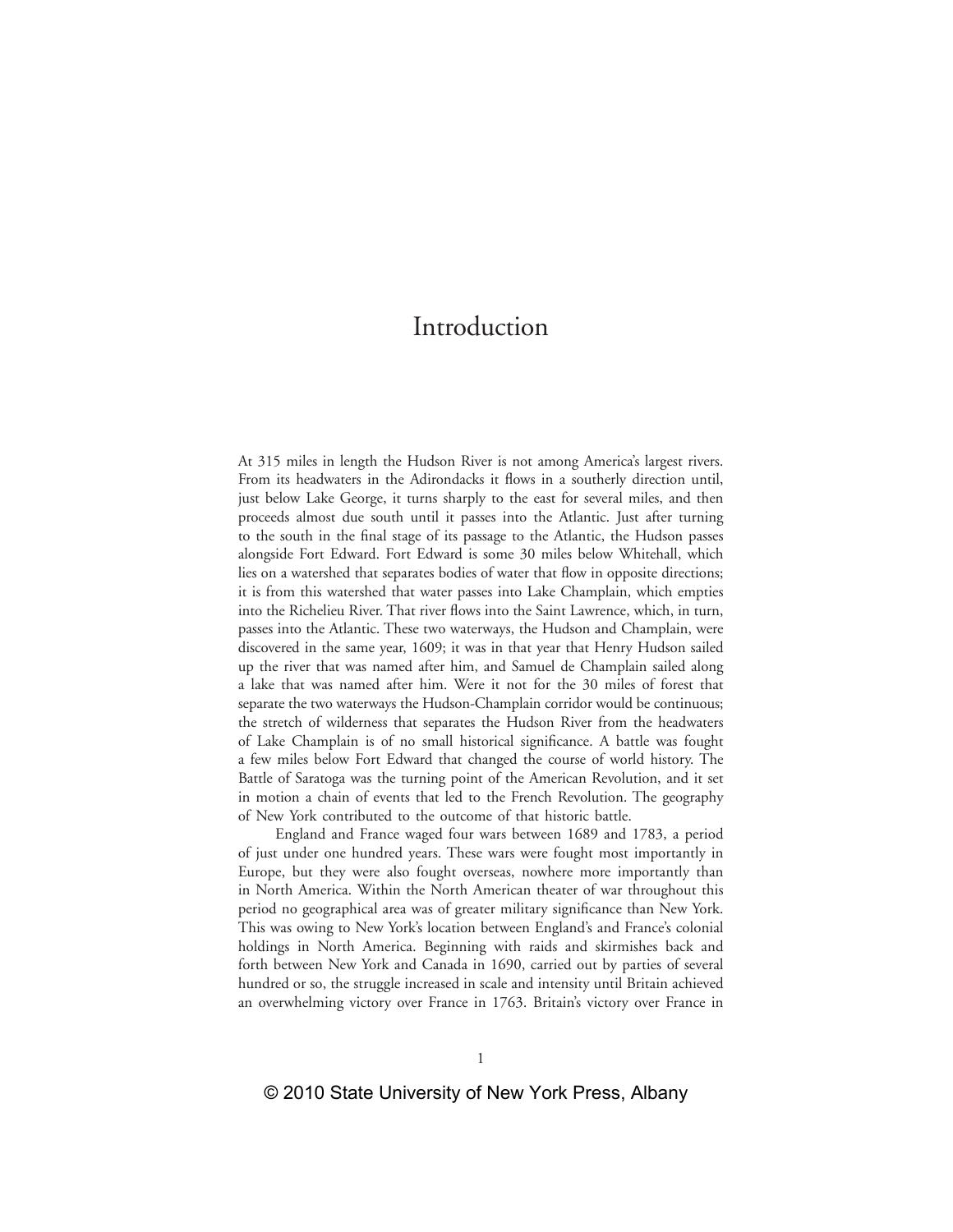# Introduction

At 315 miles in length the Hudson River is not among America's largest rivers. From its headwaters in the Adirondacks it flows in a southerly direction until, just below Lake George, it turns sharply to the east for several miles, and then proceeds almost due south until it passes into the Atlantic. Just after turning to the south in the final stage of its passage to the Atlantic, the Hudson passes alongside Fort Edward. Fort Edward is some 30 miles below Whitehall, which lies on a watershed that separates bodies of water that flow in opposite directions; it is from this watershed that water passes into Lake Champlain, which empties into the Richelieu River. That river flows into the Saint Lawrence, which, in turn, passes into the Atlantic. These two waterways, the Hudson and Champlain, were discovered in the same year, 1609; it was in that year that Henry Hudson sailed up the river that was named after him, and Samuel de Champlain sailed along a lake that was named after him. Were it not for the 30 miles of forest that separate the two waterways the Hudson-Champlain corridor would be continuous; the stretch of wilderness that separates the Hudson River from the headwaters of Lake Champlain is of no small historical significance. A battle was fought a few miles below Fort Edward that changed the course of world history. The Battle of Saratoga was the turning point of the American Revolution, and it set in motion a chain of events that led to the French Revolution. The geography of New York contributed to the outcome of that historic battle.

England and France waged four wars between 1689 and 1783, a period of just under one hundred years. These wars were fought most importantly in Europe, but they were also fought overseas, nowhere more importantly than in North America. Within the North American theater of war throughout this period no geographical area was of greater military significance than New York. This was owing to New York's location between England's and France's colonial holdings in North America. Beginning with raids and skirmishes back and forth between New York and Canada in 1690, carried out by parties of several hundred or so, the struggle increased in scale and intensity until Britain achieved an overwhelming victory over France in 1763. Britain's victory over France in

© 2010 State University of New York Press, Albany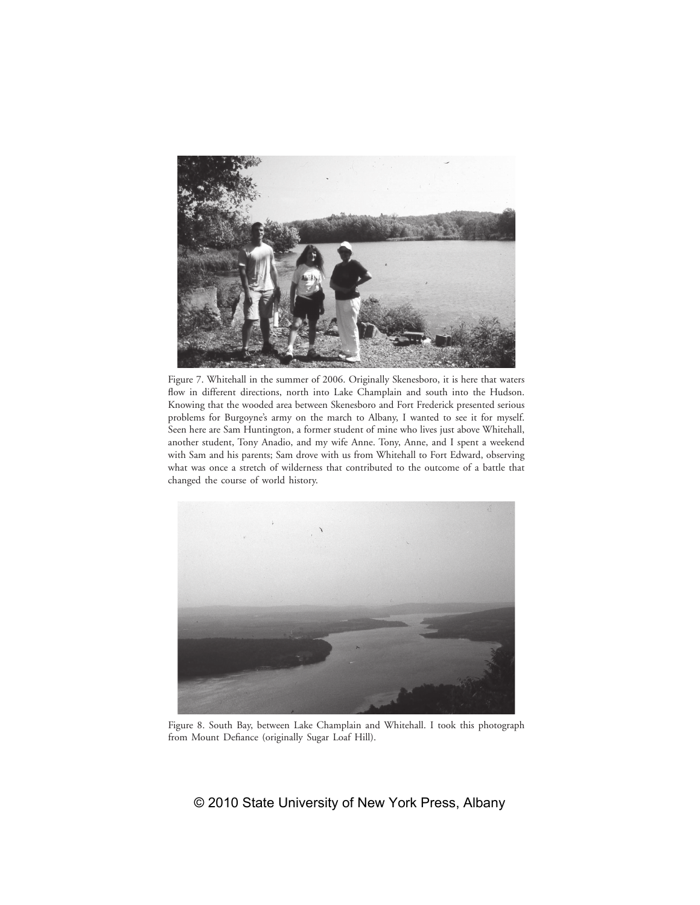Figure 7. Whitehall in the summer of 2006. Originally Skenesboro, it is here that waters flow in different directions, north into Lake Champlain and south into the Hudson. Knowing that the wooded area between Skenesboro and Fort Frederick presented serious problems for Burgoyne's army on the march to Albany, I wanted to see it for myself. Seen here are Sam Huntington, a former student of mine who lives just above Whitehall, another student, Tony Anadio, and my wife Anne. Tony, Anne, and I spent a weekend with Sam and his parents; Sam drove with us from Whitehall to Fort Edward, observing what was once a stretch of wilderness that contributed to the outcome of a battle that changed the course of world history.

Figure 8. South Bay, between Lake Champlain and Whitehall. I took this photograph from Mount Defiance (originally Sugar Loaf Hill).

© 2010 State University of New York Press, Albany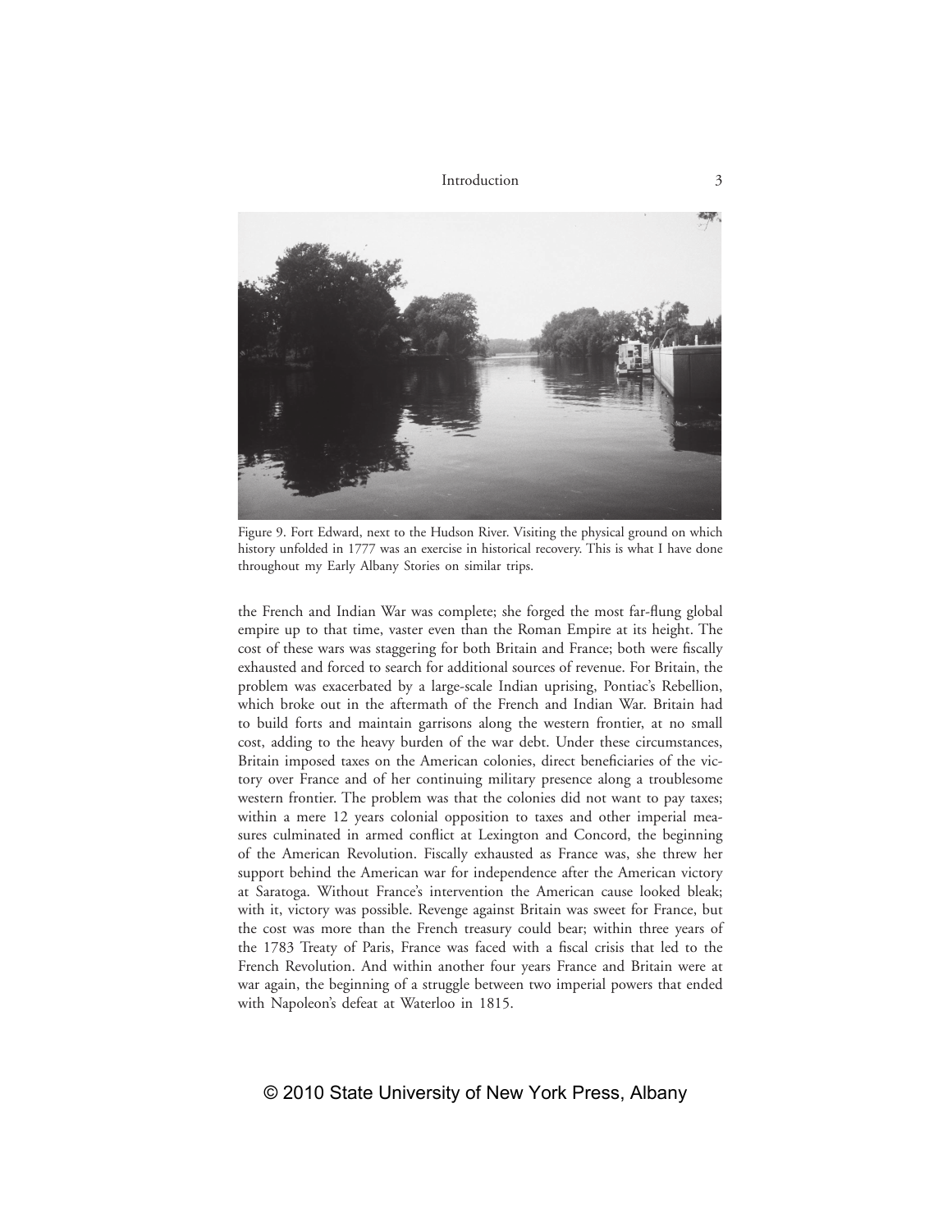Figure 9. Fort Edward, next to the Hudson River. Visiting the physical ground on which history unfolded in 1777 was an exercise in historical recovery. This is what I have done throughout my Early Albany Stories on similar trips.

the French and Indian War was complete; she forged the most far-flung global empire up to that time, vaster even than the Roman Empire at its height. The cost of these wars was staggering for both Britain and France; both were fiscally exhausted and forced to search for additional sources of revenue. For Britain, the problem was exacerbated by a large-scale Indian uprising, Pontiac's Rebellion, which broke out in the aftermath of the French and Indian War. Britain had to build forts and maintain garrisons along the western frontier, at no small cost, adding to the heavy burden of the war debt. Under these circumstances, Britain imposed taxes on the American colonies, direct beneficiaries of the victory over France and of her continuing military presence along a troublesome western frontier. The problem was that the colonies did not want to pay taxes; within a mere 12 years colonial opposition to taxes and other imperial measures culminated in armed conflict at Lexington and Concord, the beginning of the American Revolution. Fiscally exhausted as France was, she threw her support behind the American war for independence after the American victory at Saratoga. Without France's intervention the American cause looked bleak; with it, victory was possible. Revenge against Britain was sweet for France, but the cost was more than the French treasury could bear; within three years of the 1783 Treaty of Paris, France was faced with a fiscal crisis that led to the French Revolution. And within another four years France and Britain were at war again, the beginning of a struggle between two imperial powers that ended with Napoleon's defeat at Waterloo in 1815.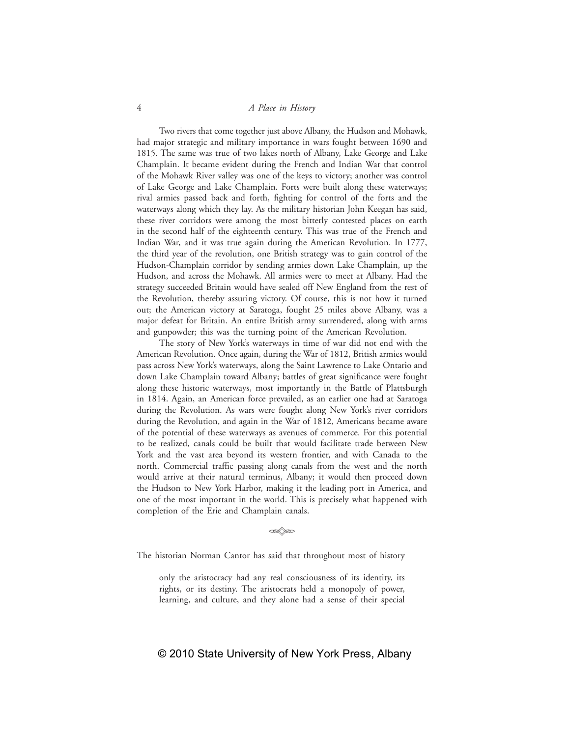Two rivers that come together just above Albany, the Hudson and Mohawk, had major strategic and military importance in wars fought between 1690 and 1815. The same was true of two lakes north of Albany, Lake George and Lake Champlain. It became evident during the French and Indian War that control of the Mohawk River valley was one of the keys to victory; another was control of Lake George and Lake Champlain. Forts were built along these waterways; rival armies passed back and forth, fighting for control of the forts and the waterways along which they lay. As the military historian John Keegan has said, these river corridors were among the most bitterly contested places on earth in the second half of the eighteenth century. This was true of the French and Indian War, and it was true again during the American Revolution. In 1777, the third year of the revolution, one British strategy was to gain control of the Hudson-Champlain corridor by sending armies down Lake Champlain, up the Hudson, and across the Mohawk. All armies were to meet at Albany. Had the strategy succeeded Britain would have sealed off New England from the rest of the Revolution, thereby assuring victory. Of course, this is not how it turned out; the American victory at Saratoga, fought 25 miles above Albany, was a major defeat for Britain. An entire British army surrendered, along with arms and gunpowder; this was the turning point of the American Revolution.

The story of New York's waterways in time of war did not end with the American Revolution. Once again, during the War of 1812, British armies would pass across New York's waterways, along the Saint Lawrence to Lake Ontario and down Lake Champlain toward Albany; battles of great significance were fought along these historic waterways, most importantly in the Battle of Plattsburgh in 1814. Again, an American force prevailed, as an earlier one had at Saratoga during the Revolution. As wars were fought along New York's river corridors during the Revolution, and again in the War of 1812, Americans became aware of the potential of these waterways as avenues of commerce. For this potential to be realized, canals could be built that would facilitate trade between New York and the vast area beyond its western frontier, and with Canada to the north. Commercial traffic passing along canals from the west and the north would arrive at their natural terminus, Albany; it would then proceed down the Hudson to New York Harbor, making it the leading port in America, and one of the most important in the world. This is precisely what happened with completion of the Erie and Champlain canals.

The historian Norman Cantor has said that throughout most of history

> only the aristocracy had any real consciousness of its identity, its rights, or its destiny. The aristocrats held a monopoly of power, learning, and culture, and they alone had a sense of their special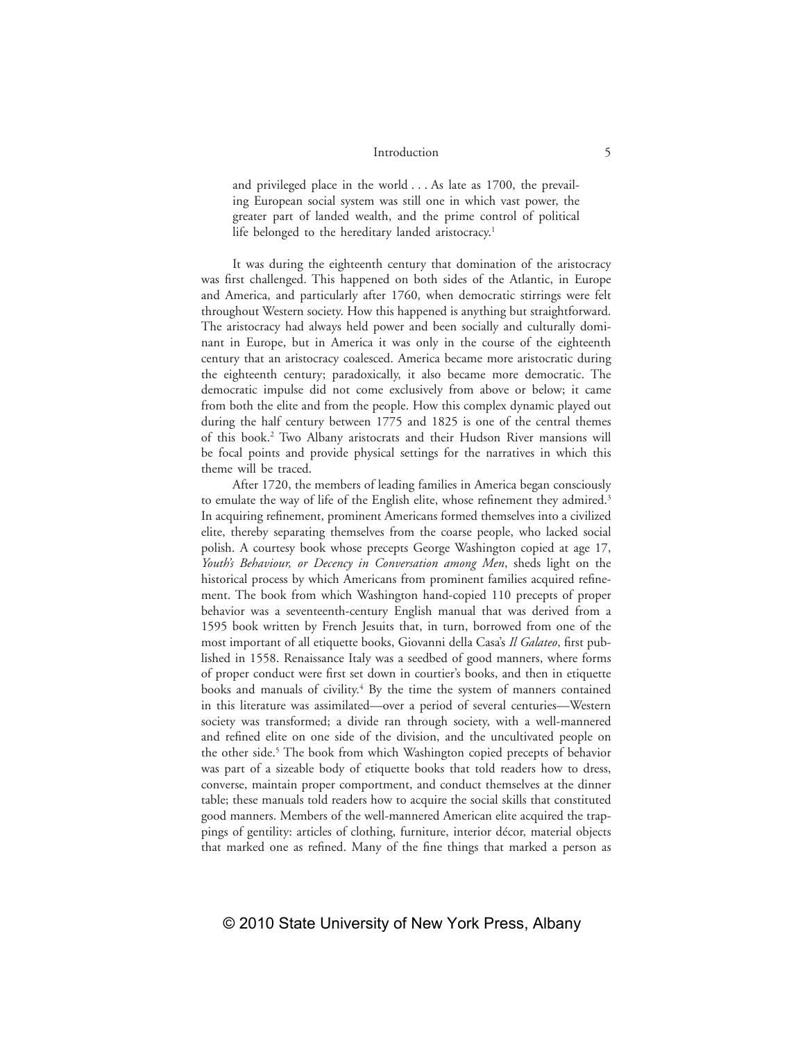> and privileged place in the world . . . As late as 1700, the prevailing European social system was still one in which vast power, the greater part of landed wealth, and the prime control of political life belonged to the hereditary landed aristocracy.[1]

It was during the eighteenth century that domination of the aristocracy was first challenged. This happened on both sides of the Atlantic, in Europe and America, and particularly after 1760, when democratic stirrings were felt throughout Western society. How this happened is anything but straightforward. The aristocracy had always held power and been socially and culturally dominant in Europe, but in America it was only in the course of the eighteenth century that an aristocracy coalesced. America became more aristocratic during the eighteenth century; paradoxically, it also became more democratic. The democratic impulse did not come exclusively from above or below; it came from both the elite and from the people. How this complex dynamic played out during the half century between 1775 and 1825 is one of the central themes of this book.[2] Two Albany aristocrats and their Hudson River mansions will be focal points and provide physical settings for the narratives in which this theme will be traced.

After 1720, the members of leading families in America began consciously to emulate the way of life of the English elite, whose refinement they admired.[3] In acquiring refinement, prominent Americans formed themselves into a civilized elite, thereby separating themselves from the coarse people, who lacked social polish. A courtesy book whose precepts George Washington copied at age 17, *Youth's Behaviour, or Decency in Conversation among Men*, sheds light on the historical process by which Americans from prominent families acquired refinement. The book from which Washington hand-copied 110 precepts of proper behavior was a seventeenth-century English manual that was derived from a 1595 book written by French Jesuits that, in turn, borrowed from one of the most important of all etiquette books, Giovanni della Casa's *Il Galateo*, first published in 1558. Renaissance Italy was a seedbed of good manners, where forms of proper conduct were first set down in courtier's books, and then in etiquette books and manuals of civility.[4] By the time the system of manners contained in this literature was assimilated—over a period of several centuries—Western society was transformed; a divide ran through society, with a well-mannered and refined elite on one side of the division, and the uncultivated people on the other side.[5] The book from which Washington copied precepts of behavior was part of a sizeable body of etiquette books that told readers how to dress, converse, maintain proper comportment, and conduct themselves at the dinner table; these manuals told readers how to acquire the social skills that constituted good manners. Members of the well-mannered American elite acquired the trappings of gentility: articles of clothing, furniture, interior décor, material objects that marked one as refined. Many of the fine things that marked a person as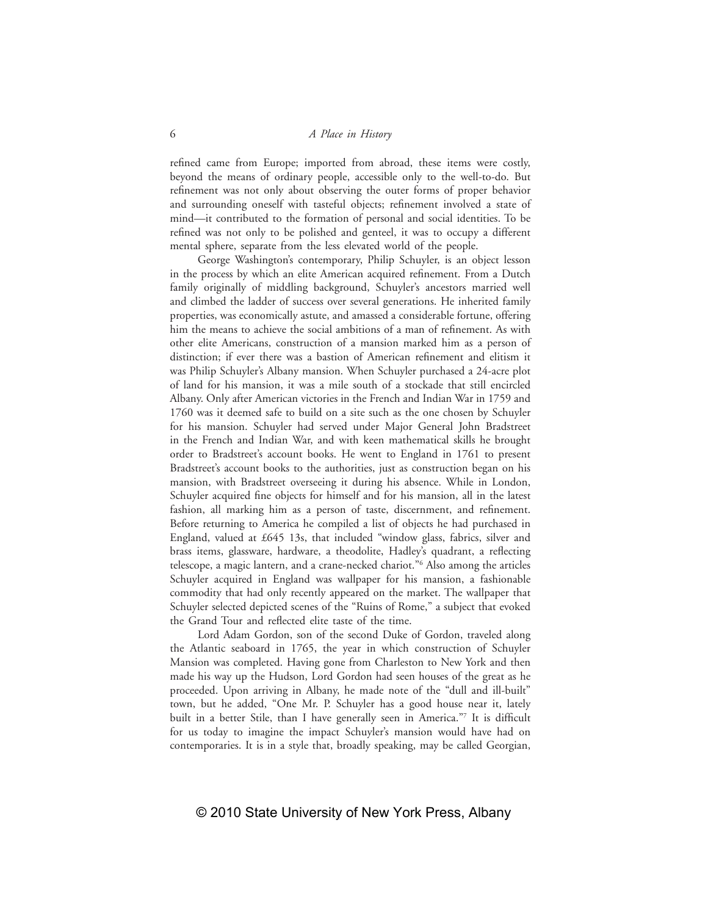refined came from Europe; imported from abroad, these items were costly, beyond the means of ordinary people, accessible only to the well-to-do. But refinement was not only about observing the outer forms of proper behavior and surrounding oneself with tasteful objects; refinement involved a state of mind—it contributed to the formation of personal and social identities. To be refined was not only to be polished and genteel, it was to occupy a different mental sphere, separate from the less elevated world of the people.

George Washington's contemporary, Philip Schuyler, is an object lesson in the process by which an elite American acquired refinement. From a Dutch family originally of middling background, Schuyler's ancestors married well and climbed the ladder of success over several generations. He inherited family properties, was economically astute, and amassed a considerable fortune, offering him the means to achieve the social ambitions of a man of refinement. As with other elite Americans, construction of a mansion marked him as a person of distinction; if ever there was a bastion of American refinement and elitism it was Philip Schuyler's Albany mansion. When Schuyler purchased a 24-acre plot of land for his mansion, it was a mile south of a stockade that still encircled Albany. Only after American victories in the French and Indian War in 1759 and 1760 was it deemed safe to build on a site such as the one chosen by Schuyler for his mansion. Schuyler had served under Major General John Bradstreet in the French and Indian War, and with keen mathematical skills he brought order to Bradstreet's account books. He went to England in 1761 to present Bradstreet's account books to the authorities, just as construction began on his mansion, with Bradstreet overseeing it during his absence. While in London, Schuyler acquired fine objects for himself and for his mansion, all in the latest fashion, all marking him as a person of taste, discernment, and refinement. Before returning to America he compiled a list of objects he had purchased in England, valued at £645 13s, that included "window glass, fabrics, silver and brass items, glassware, hardware, a theodolite, Hadley's quadrant, a reflecting telescope, a magic lantern, and a crane-necked chariot."[6] Also among the articles Schuyler acquired in England was wallpaper for his mansion, a fashionable commodity that had only recently appeared on the market. The wallpaper that Schuyler selected depicted scenes of the "Ruins of Rome," a subject that evoked the Grand Tour and reflected elite taste of the time.

Lord Adam Gordon, son of the second Duke of Gordon, traveled along the Atlantic seaboard in 1765, the year in which construction of Schuyler Mansion was completed. Having gone from Charleston to New York and then made his way up the Hudson, Lord Gordon had seen houses of the great as he proceeded. Upon arriving in Albany, he made note of the "dull and ill-built" town, but he added, "One Mr. P. Schuyler has a good house near it, lately built in a better Stile, than I have generally seen in America."[7] It is difficult for us today to imagine the impact Schuyler's mansion would have had on contemporaries. It is in a style that, broadly speaking, may be called Georgian,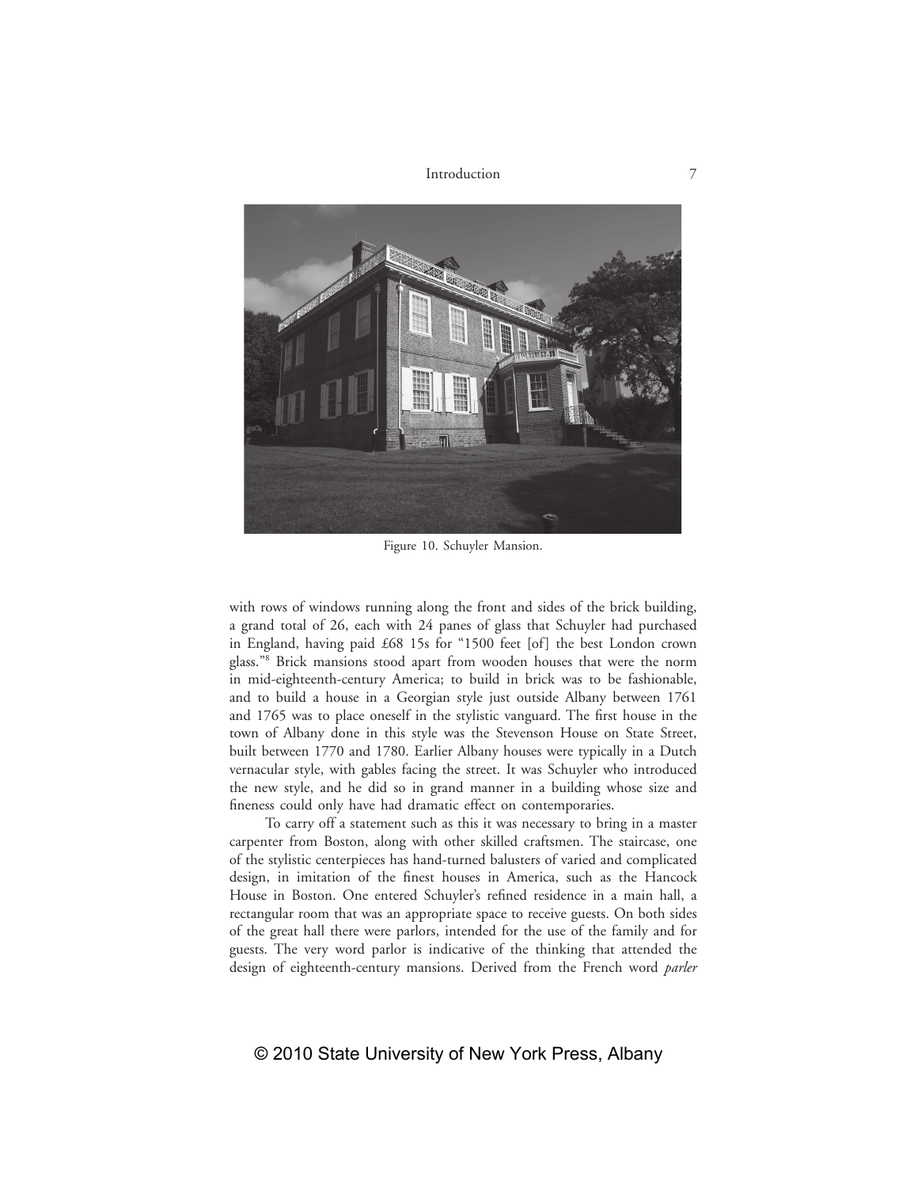Figure 10. Schuyler Mansion.

with rows of windows running along the front and sides of the brick building, a grand total of 26, each with 24 panes of glass that Schuyler had purchased in England, having paid £68 15s for "1500 feet [of] the best London crown glass."[8] Brick mansions stood apart from wooden houses that were the norm in mid-eighteenth-century America; to build in brick was to be fashionable, and to build a house in a Georgian style just outside Albany between 1761 and 1765 was to place oneself in the stylistic vanguard. The first house in the town of Albany done in this style was the Stevenson House on State Street, built between 1770 and 1780. Earlier Albany houses were typically in a Dutch vernacular style, with gables facing the street. It was Schuyler who introduced the new style, and he did so in grand manner in a building whose size and fineness could only have had dramatic effect on contemporaries.

To carry off a statement such as this it was necessary to bring in a master carpenter from Boston, along with other skilled craftsmen. The staircase, one of the stylistic centerpieces has hand-turned balusters of varied and complicated design, in imitation of the finest houses in America, such as the Hancock House in Boston. One entered Schuyler's refined residence in a main hall, a rectangular room that was an appropriate space to receive guests. On both sides of the great hall there were parlors, intended for the use of the family and for guests. The very word parlor is indicative of the thinking that attended the design of eighteenth-century mansions. Derived from the French word *parler*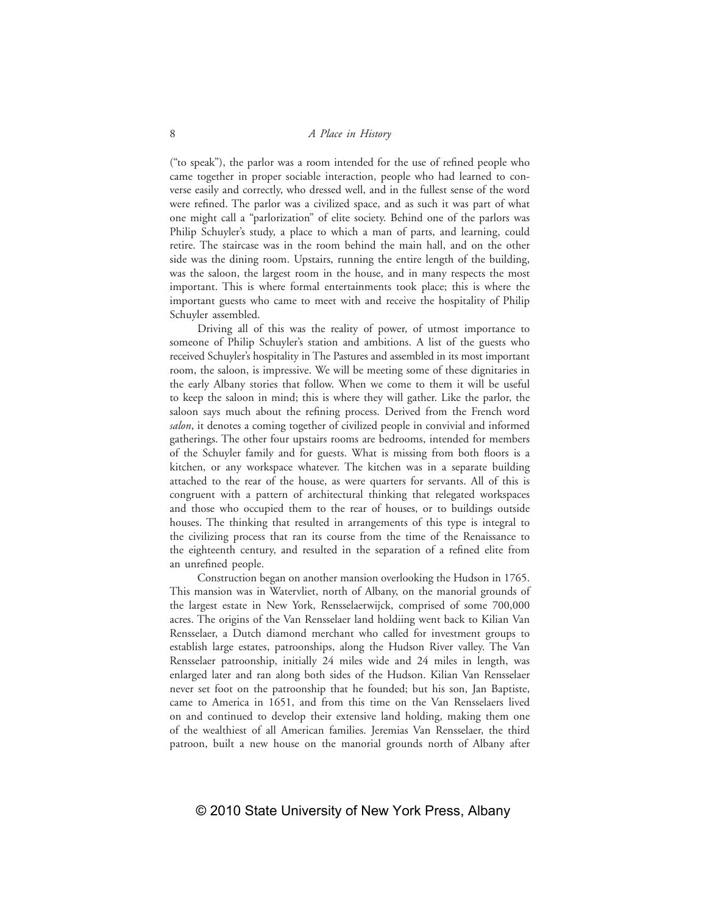("to speak"), the parlor was a room intended for the use of refined people who came together in proper sociable interaction, people who had learned to converse easily and correctly, who dressed well, and in the fullest sense of the word were refined. The parlor was a civilized space, and as such it was part of what one might call a "parlorization" of elite society. Behind one of the parlors was Philip Schuyler's study, a place to which a man of parts, and learning, could retire. The staircase was in the room behind the main hall, and on the other side was the dining room. Upstairs, running the entire length of the building, was the saloon, the largest room in the house, and in many respects the most important. This is where formal entertainments took place; this is where the important guests who came to meet with and receive the hospitality of Philip Schuyler assembled.

Driving all of this was the reality of power, of utmost importance to someone of Philip Schuyler's station and ambitions. A list of the guests who received Schuyler's hospitality in The Pastures and assembled in its most important room, the saloon, is impressive. We will be meeting some of these dignitaries in the early Albany stories that follow. When we come to them it will be useful to keep the saloon in mind; this is where they will gather. Like the parlor, the saloon says much about the refining process. Derived from the French word *salon*, it denotes a coming together of civilized people in convivial and informed gatherings. The other four upstairs rooms are bedrooms, intended for members of the Schuyler family and for guests. What is missing from both floors is a kitchen, or any workspace whatever. The kitchen was in a separate building attached to the rear of the house, as were quarters for servants. All of this is congruent with a pattern of architectural thinking that relegated workspaces and those who occupied them to the rear of houses, or to buildings outside houses. The thinking that resulted in arrangements of this type is integral to the civilizing process that ran its course from the time of the Renaissance to the eighteenth century, and resulted in the separation of a refined elite from an unrefined people.

Construction began on another mansion overlooking the Hudson in 1765. This mansion was in Watervliet, north of Albany, on the manorial grounds of the largest estate in New York, Rensselaerwijck, comprised of some 700,000 acres. The origins of the Van Rensselaer land holdiing went back to Kilian Van Rensselaer, a Dutch diamond merchant who called for investment groups to establish large estates, patroonships, along the Hudson River valley. The Van Rensselaer patroonship, initially 24 miles wide and 24 miles in length, was enlarged later and ran along both sides of the Hudson. Kilian Van Rensselaer never set foot on the patroonship that he founded; but his son, Jan Baptiste, came to America in 1651, and from this time on the Van Rensselaers lived on and continued to develop their extensive land holding, making them one of the wealthiest of all American families. Jeremias Van Rensselaer, the third patroon, built a new house on the manorial grounds north of Albany after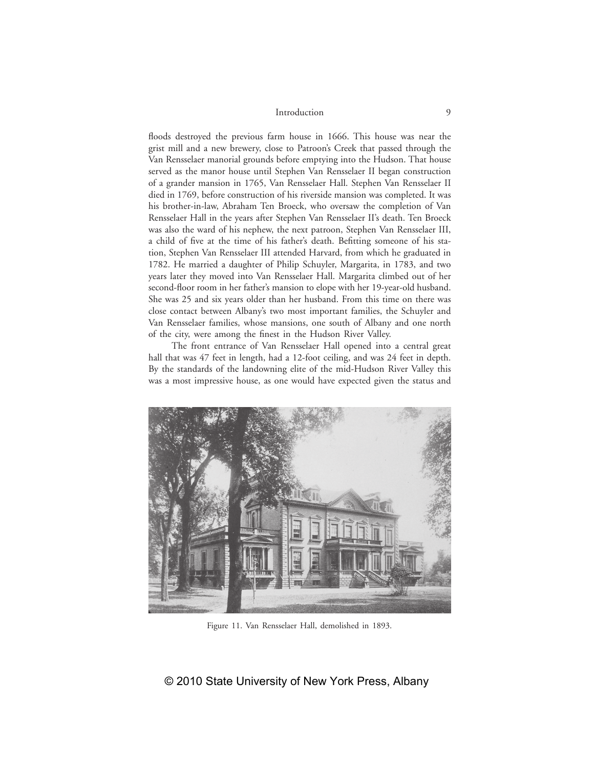floods destroyed the previous farm house in 1666. This house was near the grist mill and a new brewery, close to Patroon's Creek that passed through the Van Rensselaer manorial grounds before emptying into the Hudson. That house served as the manor house until Stephen Van Rensselaer II began construction of a grander mansion in 1765, Van Rensselaer Hall. Stephen Van Rensselaer II died in 1769, before construction of his riverside mansion was completed. It was his brother-in-law, Abraham Ten Broeck, who oversaw the completion of Van Rensselaer Hall in the years after Stephen Van Rensselaer II's death. Ten Broeck was also the ward of his nephew, the next patroon, Stephen Van Rensselaer III, a child of five at the time of his father's death. Befitting someone of his station, Stephen Van Rensselaer III attended Harvard, from which he graduated in 1782. He married a daughter of Philip Schuyler, Margarita, in 1783, and two years later they moved into Van Rensselaer Hall. Margarita climbed out of her second-floor room in her father's mansion to elope with her 19-year-old husband. She was 25 and six years older than her husband. From this time on there was close contact between Albany's two most important families, the Schuyler and Van Rensselaer families, whose mansions, one south of Albany and one north of the city, were among the finest in the Hudson River Valley.

The front entrance of Van Rensselaer Hall opened into a central great hall that was 47 feet in length, had a 12-foot ceiling, and was 24 feet in depth. By the standards of the landowning elite of the mid-Hudson River Valley this was a most impressive house, as one would have expected given the status and

Figure 11. Van Rensselaer Hall, demolished in 1893.

© 2010 State University of New York Press, Albany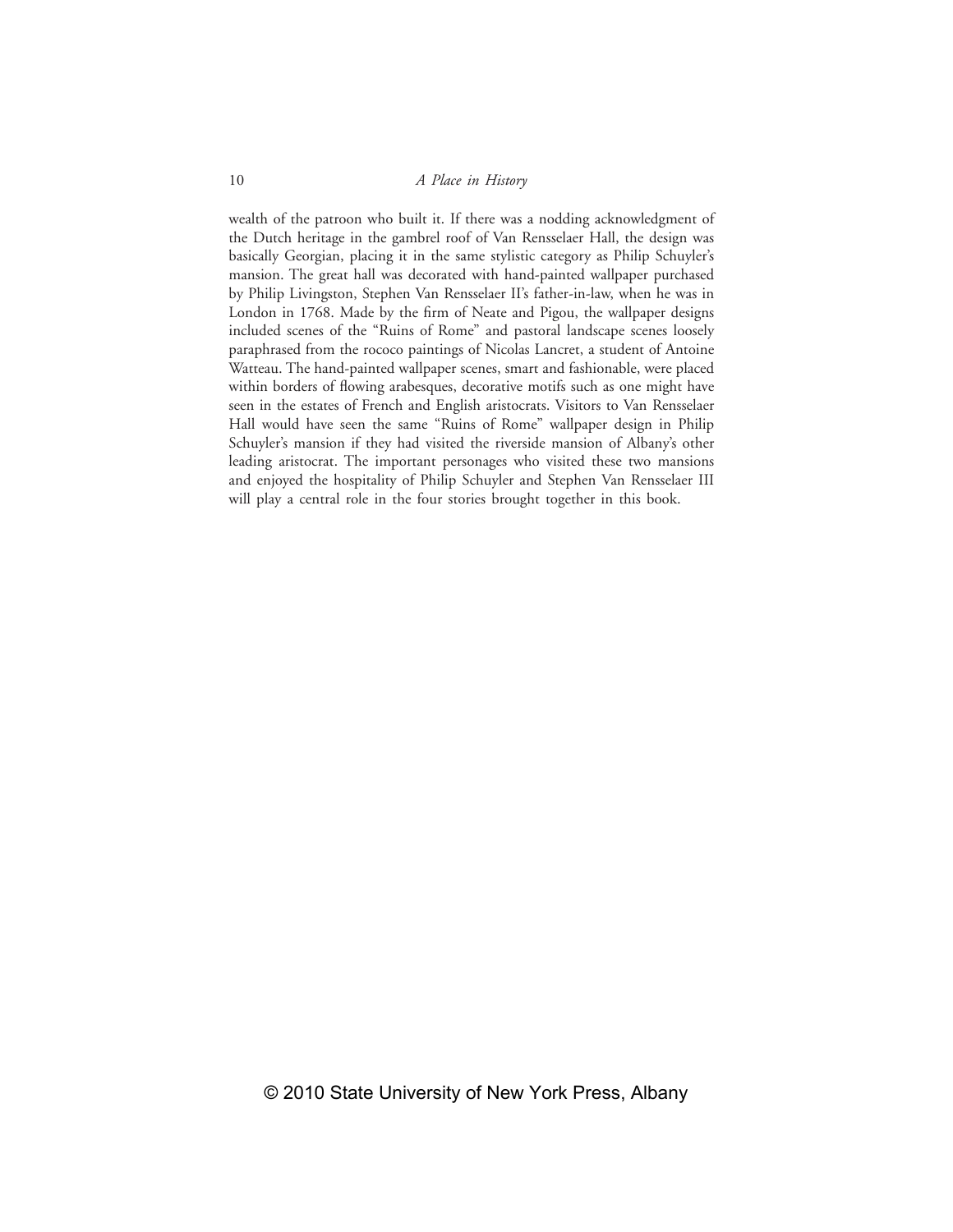wealth of the patroon who built it. If there was a nodding acknowledgment of the Dutch heritage in the gambrel roof of Van Rensselaer Hall, the design was basically Georgian, placing it in the same stylistic category as Philip Schuyler's mansion. The great hall was decorated with hand-painted wallpaper purchased by Philip Livingston, Stephen Van Rensselaer II's father-in-law, when he was in London in 1768. Made by the firm of Neate and Pigou, the wallpaper designs included scenes of the "Ruins of Rome" and pastoral landscape scenes loosely paraphrased from the rococo paintings of Nicolas Lancret, a student of Antoine Watteau. The hand-painted wallpaper scenes, smart and fashionable, were placed within borders of flowing arabesques, decorative motifs such as one might have seen in the estates of French and English aristocrats. Visitors to Van Rensselaer Hall would have seen the same "Ruins of Rome" wallpaper design in Philip Schuyler's mansion if they had visited the riverside mansion of Albany's other leading aristocrat. The important personages who visited these two mansions and enjoyed the hospitality of Philip Schuyler and Stephen Van Rensselaer III will play a central role in the four stories brought together in this book.

© 2010 State University of New York Press, Albany